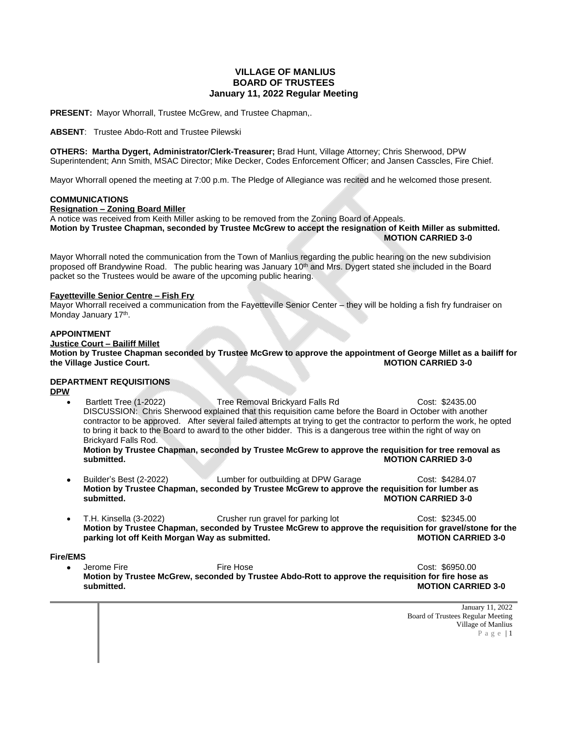# VILLAGE OF MANLIUS
# BOARD OF TRUSTEES
## January 11, 2022 Regular Meeting

**PRESENT:** Mayor Whorrall, Trustee McGrew, and Trustee Chapman,.

**ABSENT**: Trustee Abdo-Rott and Trustee Pilewski

**OTHERS: Martha Dygert, Administrator/Clerk-Treasurer;** Brad Hunt, Village Attorney; Chris Sherwood, DPW Superintendent; Ann Smith, MSAC Director; Mike Decker, Codes Enforcement Officer; and Jansen Casscles, Fire Chief.

Mayor Whorrall opened the meeting at 7:00 p.m. The Pledge of Allegiance was recited and he welcomed those present.

**COMMUNICATIONS**

**Resignation – Zoning Board Miller**

A notice was received from Keith Miller asking to be removed from the Zoning Board of Appeals.

**Motion by Trustee Chapman, seconded by Trustee McGrew to accept the resignation of Keith Miller as submitted.**
**MOTION CARRIED 3-0**

Mayor Whorrall noted the communication from the Town of Manlius regarding the public hearing on the new subdivision proposed off Brandywine Road. The public hearing was January 10th and Mrs. Dygert stated she included in the Board packet so the Trustees would be aware of the upcoming public hearing.

**Fayetteville Senior Centre – Fish Fry**

Mayor Whorrall received a communication from the Fayetteville Senior Center – they will be holding a fish fry fundraiser on Monday January 17th.

**APPOINTMENT**

**Justice Court – Bailiff Millet**

**Motion by Trustee Chapman seconded by Trustee McGrew to approve the appointment of George Millet as a bailiff for the Village Justice Court.** **MOTION CARRIED 3-0**

**DEPARTMENT REQUISITIONS**

**DPW**

- Bartlett Tree (1-2022) Tree Removal Brickyard Falls Rd Cost: $2435.00
  DISCUSSION: Chris Sherwood explained that this requisition came before the Board in October with another contractor to be approved. After several failed attempts at trying to get the contractor to perform the work, he opted to bring it back to the Board to award to the other bidder. This is a dangerous tree within the right of way on Brickyard Falls Rod.
  **Motion by Trustee Chapman, seconded by Trustee McGrew to approve the requisition for tree removal as submitted.** **MOTION CARRIED 3-0**

- Builder's Best (2-2022) Lumber for outbuilding at DPW Garage Cost: $4284.07
  **Motion by Trustee Chapman, seconded by Trustee McGrew to approve the requisition for lumber as submitted.** **MOTION CARRIED 3-0**

- T.H. Kinsella (3-2022) Crusher run gravel for parking lot Cost: $2345.00
  **Motion by Trustee Chapman, seconded by Trustee McGrew to approve the requisition for gravel/stone for the parking lot off Keith Morgan Way as submitted.** **MOTION CARRIED 3-0**

**Fire/EMS**

- Jerome Fire Fire Hose Cost: $6950.00
  **Motion by Trustee McGrew, seconded by Trustee Abdo-Rott to approve the requisition for fire hose as submitted.** **MOTION CARRIED 3-0**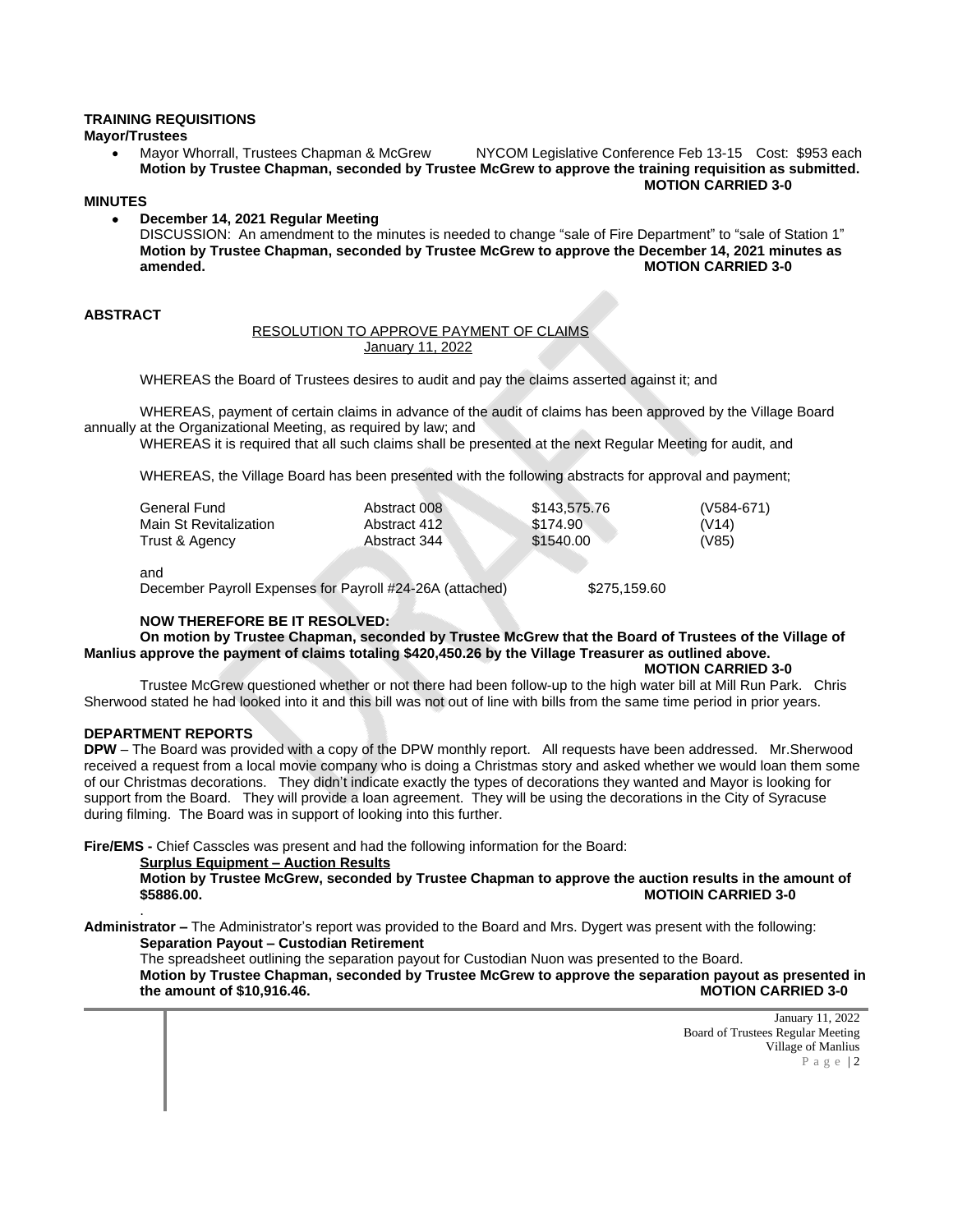**TRAINING REQUISITIONS**

**Mayor/Trustees**

- Mayor Whorrall, Trustees Chapman & McGrew NYCOM Legislative Conference Feb 13-15 Cost: $953 each

**Motion by Trustee Chapman, seconded by Trustee McGrew to approve the training requisition as submitted.**
**MOTION CARRIED 3-0**

**MINUTES**

- **December 14, 2021 Regular Meeting**

DISCUSSION: An amendment to the minutes is needed to change "sale of Fire Department" to "sale of Station 1"
**Motion by Trustee Chapman, seconded by Trustee McGrew to approve the December 14, 2021 minutes as amended.** **MOTION CARRIED 3-0**

**ABSTRACT**

RESOLUTION TO APPROVE PAYMENT OF CLAIMS
January 11, 2022

WHEREAS the Board of Trustees desires to audit and pay the claims asserted against it; and

WHEREAS, payment of certain claims in advance of the audit of claims has been approved by the Village Board annually at the Organizational Meeting, as required by law; and

WHEREAS it is required that all such claims shall be presented at the next Regular Meeting for audit, and

WHEREAS, the Village Board has been presented with the following abstracts for approval and payment;

| | | | |
|---|---|---|---|
| General Fund | Abstract 008 | $143,575.76 | (V584-671) |
| Main St Revitalization | Abstract 412 | $174.90 | (V14) |
| Trust & Agency | Abstract 344 | $1540.00 | (V85) |

and

December Payroll Expenses for Payroll #24-26A (attached) $275,159.60

**NOW THEREFORE BE IT RESOLVED:**

**On motion by Trustee Chapman, seconded by Trustee McGrew that the Board of Trustees of the Village of Manlius approve the payment of claims totaling $420,450.26 by the Village Treasurer as outlined above.**
**MOTION CARRIED 3-0**

Trustee McGrew questioned whether or not there had been follow-up to the high water bill at Mill Run Park. Chris Sherwood stated he had looked into it and this bill was not out of line with bills from the same time period in prior years.

**DEPARTMENT REPORTS**

**DPW** – The Board was provided with a copy of the DPW monthly report. All requests have been addressed. Mr.Sherwood received a request from a local movie company who is doing a Christmas story and asked whether we would loan them some of our Christmas decorations. They didn't indicate exactly the types of decorations they wanted and Mayor is looking for support from the Board. They will provide a loan agreement. They will be using the decorations in the City of Syracuse during filming. The Board was in support of looking into this further.

**Fire/EMS -** Chief Casscles was present and had the following information for the Board:

**Surplus Equipment – Auction Results**

**Motion by Trustee McGrew, seconded by Trustee Chapman to approve the auction results in the amount of $5886.00.** **MOTIOIN CARRIED 3-0**

.

**Administrator –** The Administrator's report was provided to the Board and Mrs. Dygert was present with the following:

**Separation Payout – Custodian Retirement**

The spreadsheet outlining the separation payout for Custodian Nuon was presented to the Board.

**Motion by Trustee Chapman, seconded by Trustee McGrew to approve the separation payout as presented in the amount of $10,916.46.** **MOTION CARRIED 3-0**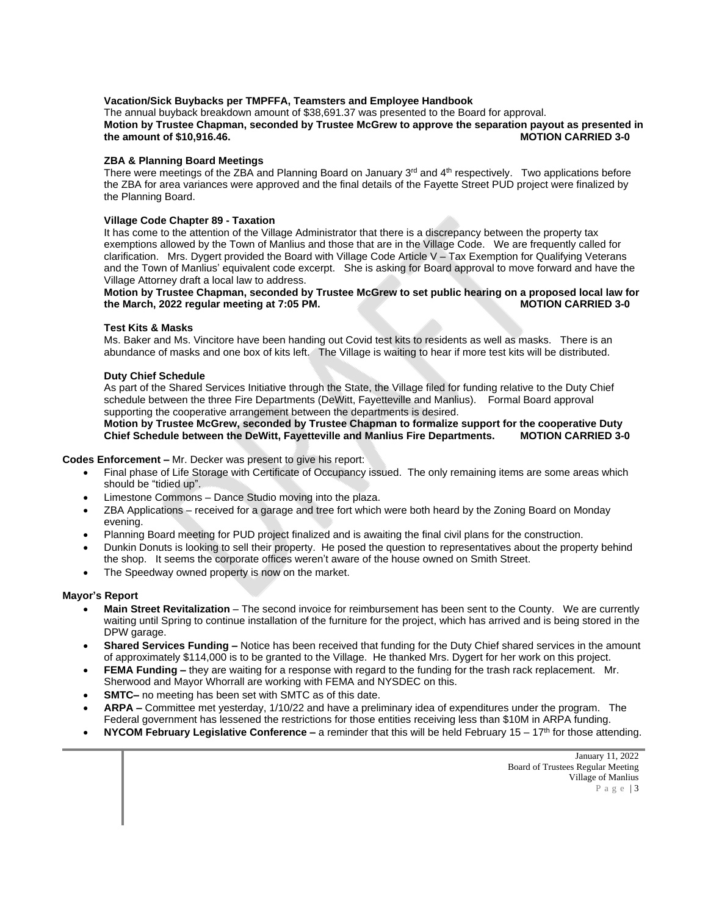**Vacation/Sick Buybacks per TMPFFA, Teamsters and Employee Handbook**

The annual buyback breakdown amount of $38,691.37 was presented to the Board for approval.

**Motion by Trustee Chapman, seconded by Trustee McGrew to approve the separation payout as presented in the amount of $10,916.46. MOTION CARRIED 3-0**

**ZBA & Planning Board Meetings**

There were meetings of the ZBA and Planning Board on January 3rd and 4th respectively. Two applications before the ZBA for area variances were approved and the final details of the Fayette Street PUD project were finalized by the Planning Board.

**Village Code Chapter 89 - Taxation**

It has come to the attention of the Village Administrator that there is a discrepancy between the property tax exemptions allowed by the Town of Manlius and those that are in the Village Code. We are frequently called for clarification. Mrs. Dygert provided the Board with Village Code Article V – Tax Exemption for Qualifying Veterans and the Town of Manlius' equivalent code excerpt. She is asking for Board approval to move forward and have the Village Attorney draft a local law to address.

**Motion by Trustee Chapman, seconded by Trustee McGrew to set public hearing on a proposed local law for the March, 2022 regular meeting at 7:05 PM. MOTION CARRIED 3-0**

**Test Kits & Masks**

Ms. Baker and Ms. Vincitore have been handing out Covid test kits to residents as well as masks. There is an abundance of masks and one box of kits left. The Village is waiting to hear if more test kits will be distributed.

**Duty Chief Schedule**

As part of the Shared Services Initiative through the State, the Village filed for funding relative to the Duty Chief schedule between the three Fire Departments (DeWitt, Fayetteville and Manlius). Formal Board approval supporting the cooperative arrangement between the departments is desired.

**Motion by Trustee McGrew, seconded by Trustee Chapman to formalize support for the cooperative Duty Chief Schedule between the DeWitt, Fayetteville and Manlius Fire Departments. MOTION CARRIED 3-0**

**Codes Enforcement –** Mr. Decker was present to give his report:

- Final phase of Life Storage with Certificate of Occupancy issued. The only remaining items are some areas which should be "tidied up".
- Limestone Commons – Dance Studio moving into the plaza.
- ZBA Applications – received for a garage and tree fort which were both heard by the Zoning Board on Monday evening.
- Planning Board meeting for PUD project finalized and is awaiting the final civil plans for the construction.
- Dunkin Donuts is looking to sell their property. He posed the question to representatives about the property behind the shop. It seems the corporate offices weren't aware of the house owned on Smith Street.
- The Speedway owned property is now on the market.

**Mayor's Report**

- **Main Street Revitalization** – The second invoice for reimbursement has been sent to the County. We are currently waiting until Spring to continue installation of the furniture for the project, which has arrived and is being stored in the DPW garage.
- **Shared Services Funding –** Notice has been received that funding for the Duty Chief shared services in the amount of approximately $114,000 is to be granted to the Village. He thanked Mrs. Dygert for her work on this project.
- **FEMA Funding –** they are waiting for a response with regard to the funding for the trash rack replacement. Mr. Sherwood and Mayor Whorrall are working with FEMA and NYSDEC on this.
- **SMTC–** no meeting has been set with SMTC as of this date.
- **ARPA –** Committee met yesterday, 1/10/22 and have a preliminary idea of expenditures under the program. The Federal government has lessened the restrictions for those entities receiving less than $10M in ARPA funding.
- **NYCOM February Legislative Conference –** a reminder that this will be held February 15 – 17th for those attending.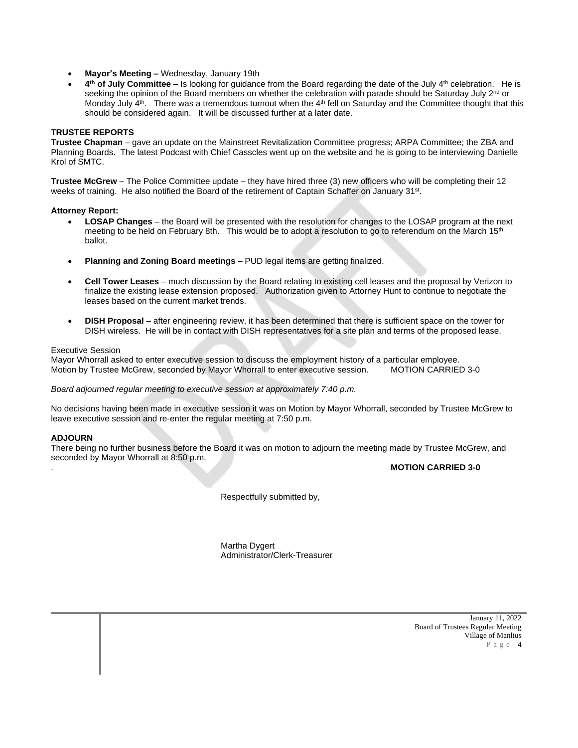- **Mayor's Meeting –** Wednesday, January 19th
- **4th of July Committee** – Is looking for guidance from the Board regarding the date of the July 4th celebration. He is seeking the opinion of the Board members on whether the celebration with parade should be Saturday July 2nd or Monday July 4th. There was a tremendous turnout when the 4th fell on Saturday and the Committee thought that this should be considered again. It will be discussed further at a later date.

**TRUSTEE REPORTS**

**Trustee Chapman** – gave an update on the Mainstreet Revitalization Committee progress; ARPA Committee; the ZBA and Planning Boards. The latest Podcast with Chief Casscles went up on the website and he is going to be interviewing Danielle Krol of SMTC.

**Trustee McGrew** – The Police Committee update – they have hired three (3) new officers who will be completing their 12 weeks of training. He also notified the Board of the retirement of Captain Schaffer on January 31st.

**Attorney Report:**

- **LOSAP Changes** – the Board will be presented with the resolution for changes to the LOSAP program at the next meeting to be held on February 8th. This would be to adopt a resolution to go to referendum on the March 15th ballot.

- **Planning and Zoning Board meetings** – PUD legal items are getting finalized.

- **Cell Tower Leases** – much discussion by the Board relating to existing cell leases and the proposal by Verizon to finalize the existing lease extension proposed. Authorization given to Attorney Hunt to continue to negotiate the leases based on the current market trends.

- **DISH Proposal** – after engineering review, it has been determined that there is sufficient space on the tower for DISH wireless. He will be in contact with DISH representatives for a site plan and terms of the proposed lease.

Executive Session

Mayor Whorrall asked to enter executive session to discuss the employment history of a particular employee.
Motion by Trustee McGrew, seconded by Mayor Whorrall to enter executive session. MOTION CARRIED 3-0

*Board adjourned regular meeting to executive session at approximately 7:40 p.m.*

No decisions having been made in executive session it was on Motion by Mayor Whorrall, seconded by Trustee McGrew to leave executive session and re-enter the regular meeting at 7:50 p.m.

**ADJOURN**

There being no further business before the Board it was on motion to adjourn the meeting made by Trustee McGrew, and seconded by Mayor Whorrall at 8:50 p.m.

**MOTION CARRIED 3-0**

Respectfully submitted by,

Martha Dygert
Administrator/Clerk-Treasurer